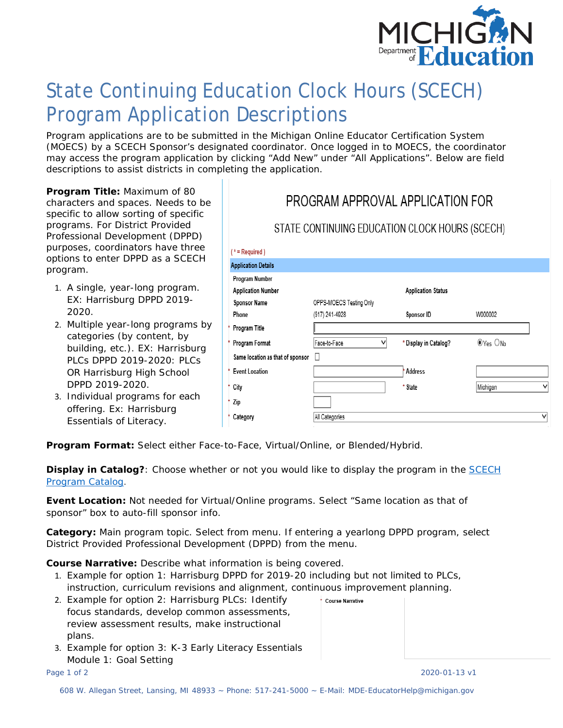# State Continuing Education Clock Hours (SCECH) Program Application Descriptions

Program applications are to be submitted in the Michigan Online Educator Certification System (MOECS) by a SCECH Sponsor's designated coordinator. Once logged in to MOECS, the coordinator may access the program application by clicking "Add New" under "All Applications". Below are field descriptions to assist districts in completing the application.

**Program Title:** Maximum of 80 characters and spaces. Needs to be specific to allow sorting of specific programs. For District Provided Professional Development (DPPD) purposes, coordinators have three options to enter DPPD as a SCECH program.

1. A single, year-long program. EX: Harrisburg DPPD 2019-2020.
2. Multiple year-long programs by categories (by content, by building, etc.). EX: Harrisburg PLCs DPPD 2019-2020: PLCs OR Harrisburg High School DPPD 2019-2020.
3. Individual programs for each offering. Ex: Harrisburg Essentials of Literacy.

PROGRAM APPROVAL APPLICATION FOR

STATE CONTINUING EDUCATION CLOCK HOURS (SCECH)

( * = Required )

| Application Details | | | |
|---|---|---|---|
| Program Number | | | |
| Application Number | | Application Status | |
| Sponsor Name | OPPS-MOECS Testing Only | | |
| Phone | (517) 241-4928 | Sponsor ID | W000002 |
| * Program Title | | | |
| * Program Format | Face-to-Face | * Display in Catalog? | Yes / No |
| Same location as that of sponsor | ☐ | | |
| * Event Location | | * Address | |
| * City | | * State | Michigan |
| * Zip | | | |
| * Category | All Categories | | |

**Program Format:** Select either Face-to-Face, Virtual/Online, or Blended/Hybrid.

**Display in Catalog?**: Choose whether or not you would like to display the program in the SCECH Program Catalog.

**Event Location:** Not needed for Virtual/Online programs. Select "Same location as that of sponsor" box to auto-fill sponsor info.

**Category:** Main program topic. Select from menu. If entering a yearlong DPPD program, select District Provided Professional Development (DPPD) from the menu.

**Course Narrative:** Describe what information is being covered.

1. Example for option 1: Harrisburg DPPD for 2019-20 including but not limited to PLCs, instruction, curriculum revisions and alignment, continuous improvement planning.
2. Example for option 2: Harrisburg PLCs: Identify focus standards, develop common assessments, review assessment results, make instructional plans.
3. Example for option 3: K-3 Early Literacy Essentials Module 1: Goal Setting

\* Course Narrative

2020-01-13 v1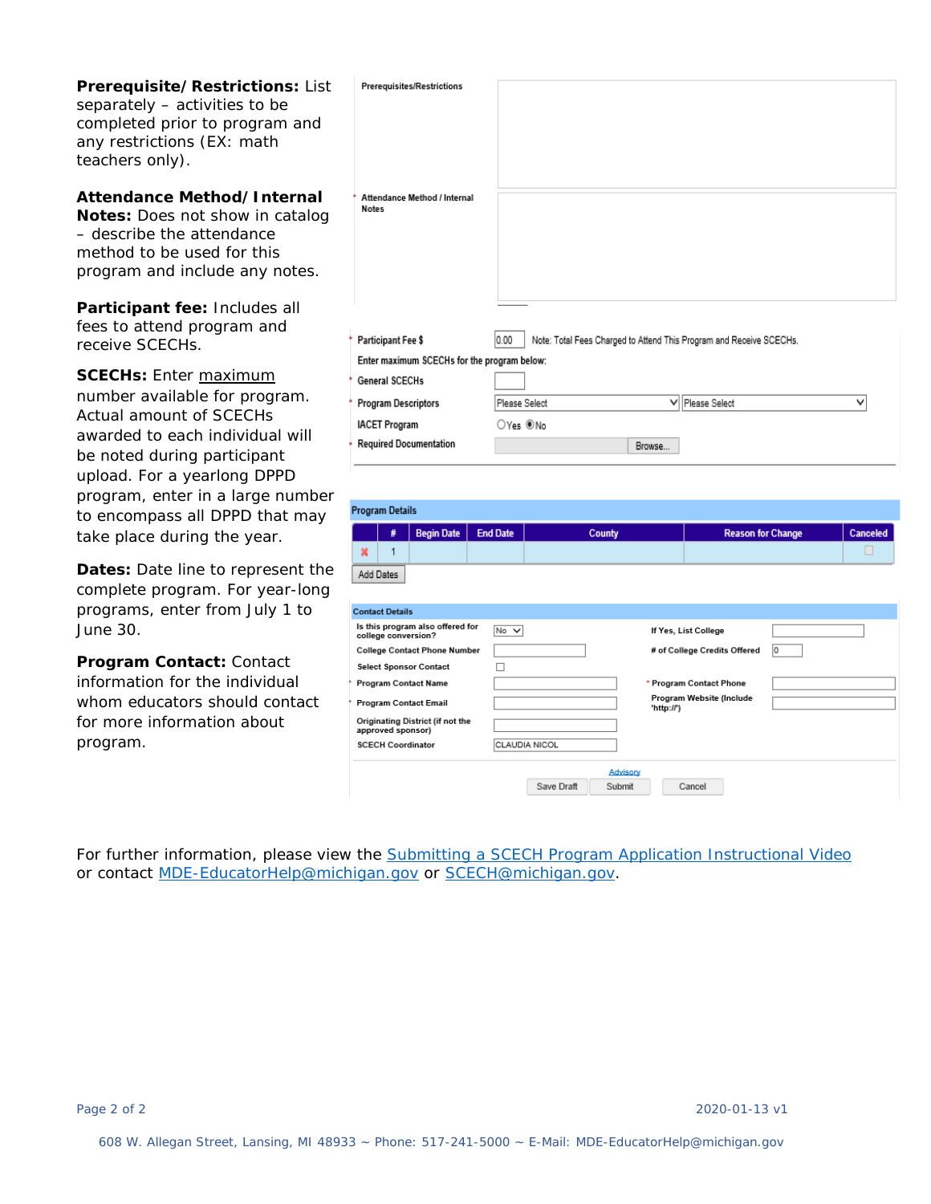**Prerequisite/Restrictions:** List separately – activities to be completed prior to program and any restrictions (EX: math teachers only).

**Attendance Method/Internal Notes:** Does not show in catalog – describe the attendance method to be used for this program and include any notes.

**Participant fee:** Includes all fees to attend program and receive SCECHs.

**SCECHs:** Enter maximum number available for program. Actual amount of SCECHs awarded to each individual will be noted during participant upload. For a yearlong DPPD program, enter in a large number to encompass all DPPD that may take place during the year.

**Dates:** Date line to represent the complete program. For year-long programs, enter from July 1 to June 30.

**Program Contact:** Contact information for the individual whom educators should contact for more information about program.

Prerequisites/Restrictions

* Attendance Method / Internal Notes

* Participant Fee $ 0.00 Note: Total Fees Charged to Attend This Program and Receive SCECHs.

Enter maximum SCECHs for the program below:

* General SCECHs

* Program Descriptors Please Select Please Select

IACET Program ○Yes ◉No

* Required Documentation Browse...

Program Details

| | # | Begin Date | End Date | County | Reason for Change | Canceled |
|---|---|---|---|---|---|---|
| ✖ | 1 | | | | | ☐ |

Add Dates

Contact Details

| | | | |
|---|---|---|---|
| Is this program also offered for college conversion? | No | If Yes, List College | |
| College Contact Phone Number | | # of College Credits Offered | 0 |
| Select Sponsor Contact | ☐ | | |
| * Program Contact Name | | * Program Contact Phone | |
| * Program Contact Email | | Program Website (Include 'http://') | |
| Originating District (if not the approved sponsor) | | | |
| SCECH Coordinator | CLAUDIA NICOL | | |

Advisory

Save Draft Submit Cancel

For further information, please view the Submitting a SCECH Program Application Instructional Video or contact MDE-EducatorHelp@michigan.gov or SCECH@michigan.gov.

608 W. Allegan Street, Lansing, MI 48933 ~ Phone: 517-241-5000 ~ E-Mail: MDE-EducatorHelp@michigan.gov